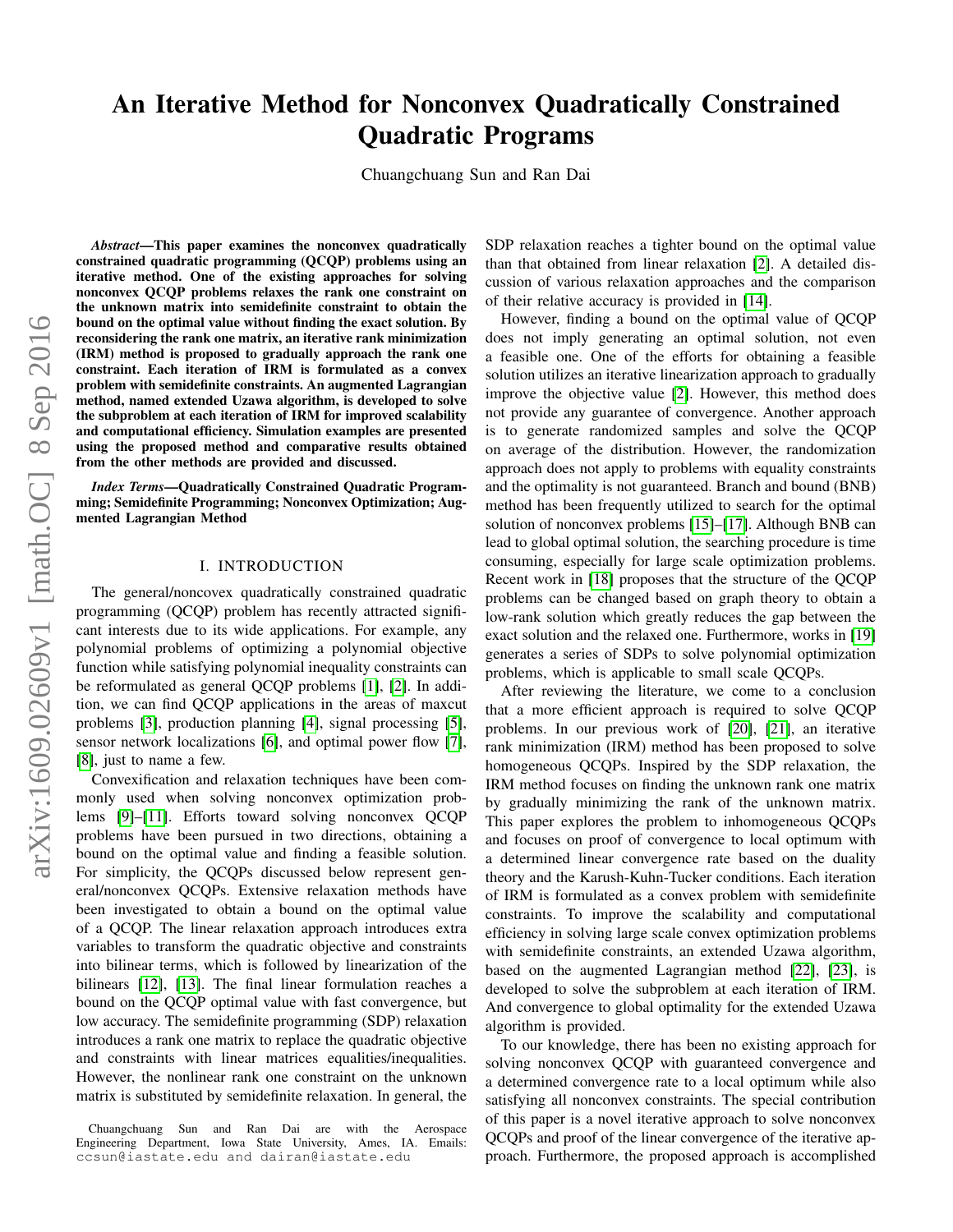# An Iterative Method for Nonconvex Quadratically Constrained Quadratic Programs

Chuangchuang Sun and Ran Dai

***Abstract*—This paper examines the nonconvex quadratically constrained quadratic programming (QCQP) problems using an iterative method. One of the existing approaches for solving nonconvex QCQP problems relaxes the rank one constraint on the unknown matrix into semidefinite constraint to obtain the bound on the optimal value without finding the exact solution. By reconsidering the rank one matrix, an iterative rank minimization (IRM) method is proposed to gradually approach the rank one constraint. Each iteration of IRM is formulated as a convex problem with semidefinite constraints. An augmented Lagrangian method, named extended Uzawa algorithm, is developed to solve the subproblem at each iteration of IRM for improved scalability and computational efficiency. Simulation examples are presented using the proposed method and comparative results obtained from the other methods are provided and discussed.**

***Index Terms*—Quadratically Constrained Quadratic Programming; Semidefinite Programming; Nonconvex Optimization; Augmented Lagrangian Method**

## I. INTRODUCTION

The general/noncovex quadratically constrained quadratic programming (QCQP) problem has recently attracted significant interests due to its wide applications. For example, any polynomial problems of optimizing a polynomial objective function while satisfying polynomial inequality constraints can be reformulated as general QCQP problems [1], [2]. In addition, we can find QCQP applications in the areas of maxcut problems [3], production planning [4], signal processing [5], sensor network localizations [6], and optimal power flow [7], [8], just to name a few.

Convexification and relaxation techniques have been commonly used when solving nonconvex optimization problems [9]–[11]. Efforts toward solving nonconvex QCQP problems have been pursued in two directions, obtaining a bound on the optimal value and finding a feasible solution. For simplicity, the QCQPs discussed below represent general/nonconvex QCQPs. Extensive relaxation methods have been investigated to obtain a bound on the optimal value of a QCQP. The linear relaxation approach introduces extra variables to transform the quadratic objective and constraints into bilinear terms, which is followed by linearization of the bilinears [12], [13]. The final linear formulation reaches a bound on the QCQP optimal value with fast convergence, but low accuracy. The semidefinite programming (SDP) relaxation introduces a rank one matrix to replace the quadratic objective and constraints with linear matrices equalities/inequalities. However, the nonlinear rank one constraint on the unknown matrix is substituted by semidefinite relaxation. In general, the SDP relaxation reaches a tighter bound on the optimal value than that obtained from linear relaxation [2]. A detailed discussion of various relaxation approaches and the comparison of their relative accuracy is provided in [14].

However, finding a bound on the optimal value of QCQP does not imply generating an optimal solution, not even a feasible one. One of the efforts for obtaining a feasible solution utilizes an iterative linearization approach to gradually improve the objective value [2]. However, this method does not provide any guarantee of convergence. Another approach is to generate randomized samples and solve the QCQP on average of the distribution. However, the randomization approach does not apply to problems with equality constraints and the optimality is not guaranteed. Branch and bound (BNB) method has been frequently utilized to search for the optimal solution of nonconvex problems [15]–[17]. Although BNB can lead to global optimal solution, the searching procedure is time consuming, especially for large scale optimization problems. Recent work in [18] proposes that the structure of the QCQP problems can be changed based on graph theory to obtain a low-rank solution which greatly reduces the gap between the exact solution and the relaxed one. Furthermore, works in [19] generates a series of SDPs to solve polynomial optimization problems, which is applicable to small scale QCQPs.

After reviewing the literature, we come to a conclusion that a more efficient approach is required to solve QCQP problems. In our previous work of [20], [21], an iterative rank minimization (IRM) method has been proposed to solve homogeneous QCQPs. Inspired by the SDP relaxation, the IRM method focuses on finding the unknown rank one matrix by gradually minimizing the rank of the unknown matrix. This paper explores the problem to inhomogeneous QCQPs and focuses on proof of convergence to local optimum with a determined linear convergence rate based on the duality theory and the Karush-Kuhn-Tucker conditions. Each iteration of IRM is formulated as a convex problem with semidefinite constraints. To improve the scalability and computational efficiency in solving large scale convex optimization problems with semidefinite constraints, an extended Uzawa algorithm, based on the augmented Lagrangian method [22], [23], is developed to solve the subproblem at each iteration of IRM. And convergence to global optimality for the extended Uzawa algorithm is provided.

To our knowledge, there has been no existing approach for solving nonconvex QCQP with guaranteed convergence and a determined convergence rate to a local optimum while also satisfying all nonconvex constraints. The special contribution of this paper is a novel iterative approach to solve nonconvex QCQPs and proof of the linear convergence of the iterative approach. Furthermore, the proposed approach is accomplished

Chuangchuang Sun and Ran Dai are with the Aerospace Engineering Department, Iowa State University, Ames, IA. Emails: ccsun@iastate.edu and dairan@iastate.edu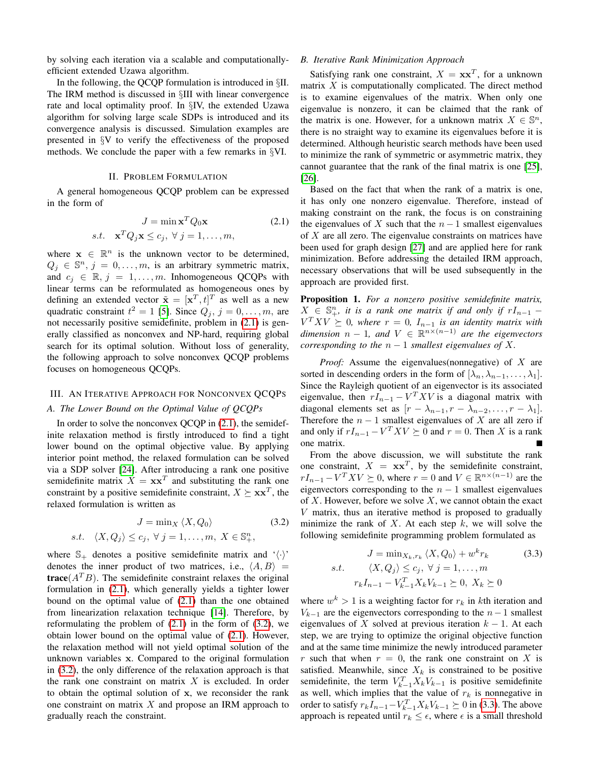by solving each iteration via a scalable and computationally-efficient extended Uzawa algorithm.

In the following, the QCQP formulation is introduced in §II. The IRM method is discussed in §III with linear convergence rate and local optimality proof. In §IV, the extended Uzawa algorithm for solving large scale SDPs is introduced and its convergence analysis is discussed. Simulation examples are presented in §V to verify the effectiveness of the proposed methods. We conclude the paper with a few remarks in §VI.

## II. Problem Formulation

A general homogeneous QCQP problem can be expressed in the form of

$$
\begin{aligned}
J &= \min \mathbf{x}^T Q_0 \mathbf{x} \qquad\qquad (2.1)\\
s.t. \quad & \mathbf{x}^T Q_j \mathbf{x} \leq c_j, \ \forall\, j = 1, \ldots, m,
\end{aligned}
$$

where $\mathbf{x} \in \mathbb{R}^n$ is the unknown vector to be determined, $Q_j \in \mathbb{S}^n$, $j = 0, \ldots, m$, is an arbitrary symmetric matrix, and $c_j \in \mathbb{R}$, $j = 1, \ldots, m$. Inhomogeneous QCQPs with linear terms can be reformulated as homogeneous ones by defining an extended vector $\tilde{\mathbf{x}} = [\mathbf{x}^T, t]^T$ as well as a new quadratic constraint $t^2 = 1$ [5]. Since $Q_j$, $j = 0, \ldots, m$, are not necessarily positive semidefinite, problem in (2.1) is generally classified as nonconvex and NP-hard, requiring global search for its optimal solution. Without loss of generality, the following approach to solve nonconvex QCQP problems focuses on homogeneous QCQPs.

## III. An Iterative Approach for Nonconvex QCQPs

### A. The Lower Bound on the Optimal Value of QCQPs

In order to solve the nonconvex QCQP in (2.1), the semidefinite relaxation method is firstly introduced to find a tight lower bound on the optimal objective value. By applying interior point method, the relaxed formulation can be solved via a SDP solver [24]. After introducing a rank one positive semidefinite matrix $X = \mathbf{x}\mathbf{x}^T$ and substituting the rank one constraint by a positive semidefinite constraint, $X \succeq \mathbf{x}\mathbf{x}^T$, the relaxed formulation is written as

$$
\begin{aligned}
J &= \min_X \langle X, Q_0 \rangle \qquad\qquad (3.2)\\
s.t. \quad & \langle X, Q_j \rangle \leq c_j, \ \forall\, j = 1, \ldots, m, \ X \in \mathbb{S}^n_+,
\end{aligned}
$$

where $\mathbb{S}_+$ denotes a positive semidefinite matrix and '$\langle \cdot \rangle$' denotes the inner product of two matrices, i.e., $\langle A, B \rangle = \textbf{trace}(A^T B)$. The semidefinite constraint relaxes the original formulation in (2.1), which generally yields a tighter lower bound on the optimal value of (2.1) than the one obtained from linearization relaxation technique [14]. Therefore, by reformulating the problem of (2.1) in the form of (3.2), we obtain lower bound on the optimal value of (2.1). However, the relaxation method will not yield optimal solution of the unknown variables $\mathbf{x}$. Compared to the original formulation in (3.2), the only difference of the relaxation approach is that the rank one constraint on matrix $X$ is excluded. In order to obtain the optimal solution of $\mathbf{x}$, we reconsider the rank one constraint on matrix $X$ and propose an IRM approach to gradually reach the constraint.

### B. Iterative Rank Minimization Approach

Satisfying rank one constraint, $X = \mathbf{x}\mathbf{x}^T$, for a unknown matrix $X$ is computationally complicated. The direct method is to examine eigenvalues of the matrix. When only one eigenvalue is nonzero, it can be claimed that the rank of the matrix is one. However, for a unknown matrix $X \in \mathbb{S}^n$, there is no straight way to examine its eigenvalues before it is determined. Although heuristic search methods have been used to minimize the rank of symmetric or asymmetric matrix, they cannot guarantee that the rank of the final matrix is one [25], [26].

Based on the fact that when the rank of a matrix is one, it has only one nonzero eigenvalue. Therefore, instead of making constraint on the rank, the focus is on constraining the eigenvalues of $X$ such that the $n-1$ smallest eigenvalues of $X$ are all zero. The eigenvalue constraints on matrices have been used for graph design [27] and are applied here for rank minimization. Before addressing the detailed IRM approach, necessary observations that will be used subsequently in the approach are provided first.

**Proposition 1.** *For a nonzero positive semidefinite matrix, $X \in \mathbb{S}^n_+$, it is a rank one matrix if and only if $rI_{n-1} - V^T X V \succeq 0$, where $r = 0$, $I_{n-1}$ is an identity matrix with dimension $n-1$, and $V \in \mathbb{R}^{n \times (n-1)}$ are the eigenvectors corresponding to the $n-1$ smallest eigenvalues of $X$.*

*Proof:* Assume the eigenvalues(nonnegative) of $X$ are sorted in descending orders in the form of $[\lambda_n, \lambda_{n-1}, \ldots, \lambda_1]$. Since the Rayleigh quotient of an eigenvector is its associated eigenvalue, then $rI_{n-1} - V^T X V$ is a diagonal matrix with diagonal elements set as $[r - \lambda_{n-1}, r - \lambda_{n-2}, \ldots, r - \lambda_1]$. Therefore the $n-1$ smallest eigenvalues of $X$ are all zero if and only if $rI_{n-1} - V^T X V \succeq 0$ and $r = 0$. Then $X$ is a rank one matrix. ∎

From the above discussion, we will substitute the rank one constraint, $X = \mathbf{x}\mathbf{x}^T$, by the semidefinite constraint, $rI_{n-1} - V^T X V \succeq 0$, where $r = 0$ and $V \in \mathbb{R}^{n \times (n-1)}$ are the eigenvectors corresponding to the $n-1$ smallest eigenvalues of $X$. However, before we solve $X$, we cannot obtain the exact $V$ matrix, thus an iterative method is proposed to gradually minimize the rank of $X$. At each step $k$, we will solve the following semidefinite programming problem formulated as

$$
\begin{aligned}
J &= \min_{X_k, r_k} \langle X, Q_0 \rangle + w^k r_k \qquad\qquad (3.3)\\
s.t. \quad & \langle X, Q_j \rangle \leq c_j, \ \forall\, j = 1, \ldots, m\\
& r_k I_{n-1} - V_{k-1}^T X_k V_{k-1} \succeq 0, \ X_k \succeq 0
\end{aligned}
$$

where $w^k > 1$ is a weighting factor for $r_k$ in $k$th iteration and $V_{k-1}$ are the eigenvectors corresponding to the $n-1$ smallest eigenvalues of $X$ solved at previous iteration $k-1$. At each step, we are trying to optimize the original objective function and at the same time minimize the newly introduced parameter $r$ such that when $r = 0$, the rank one constraint on $X$ is satisfied. Meanwhile, since $X_k$ is constrained to be positive semidefinite, the term $V_{k-1}^T X_k V_{k-1}$ is positive semidefinite as well, which implies that the value of $r_k$ is nonnegative in order to satisfy $r_k I_{n-1} - V_{k-1}^T X_k V_{k-1} \succeq 0$ in (3.3). The above approach is repeated until $r_k \leq \epsilon$, where $\epsilon$ is a small threshold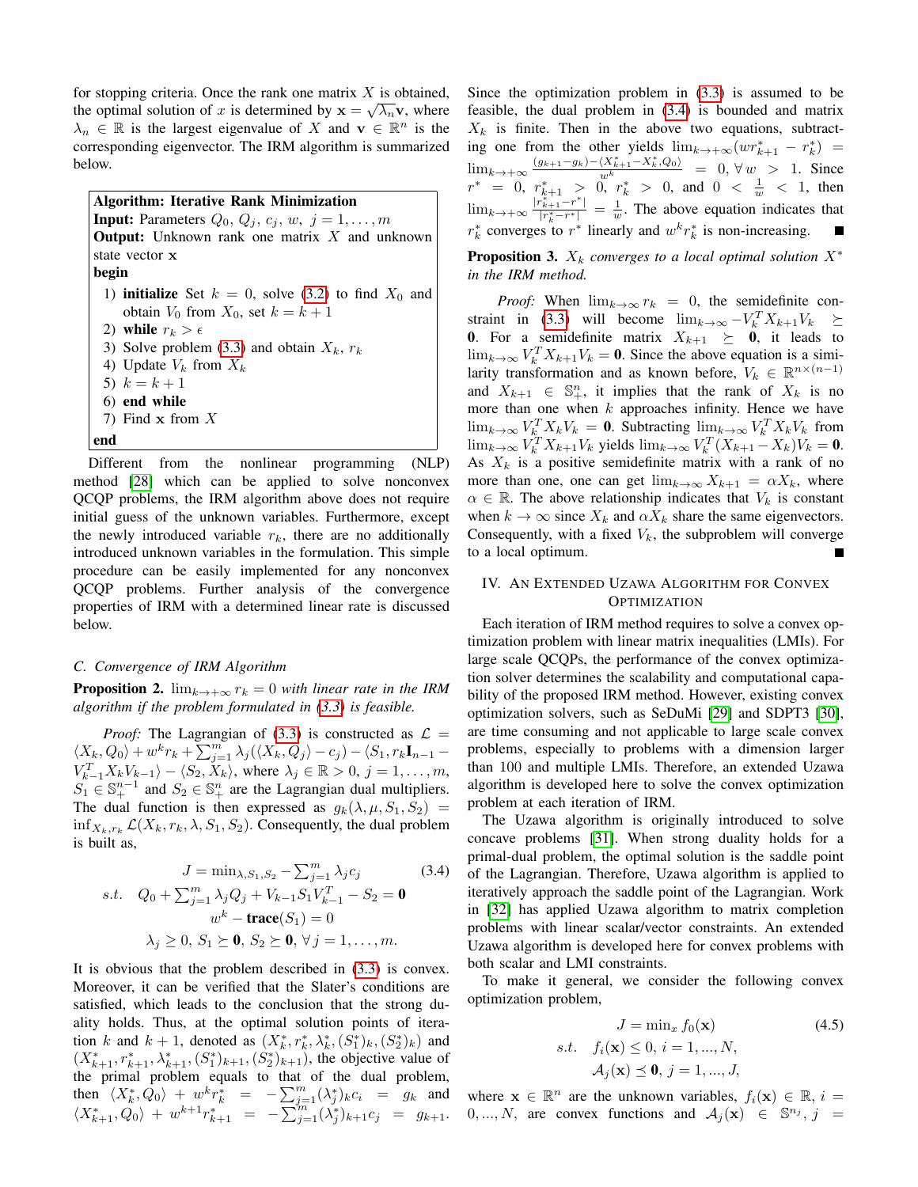for stopping criteria. Once the rank one matrix $X$ is obtained, the optimal solution of $x$ is determined by $\mathbf{x} = \sqrt{\lambda_n}\mathbf{v}$, where $\lambda_n \in \mathbb{R}$ is the largest eigenvalue of $X$ and $\mathbf{v} \in \mathbb{R}^n$ is the corresponding eigenvector. The IRM algorithm is summarized below.

**Algorithm: Iterative Rank Minimization**
**Input:** Parameters $Q_0$, $Q_j$, $c_j$, $w$, $j = 1, \ldots, m$
**Output:** Unknown rank one matrix $X$ and unknown state vector $\mathbf{x}$
**begin**

1) **initialize** Set $k = 0$, solve (3.2) to find $X_0$ and obtain $V_0$ from $X_0$, set $k = k + 1$
2) **while** $r_k > \epsilon$
3) Solve problem (3.3) and obtain $X_k$, $r_k$
4) Update $V_k$ from $X_k$
5) $k = k + 1$
6) **end while**
7) Find $\mathbf{x}$ from $X$

**end**

Different from the nonlinear programming (NLP) method [28] which can be applied to solve nonconvex QCQP problems, the IRM algorithm above does not require initial guess of the unknown variables. Furthermore, except the newly introduced variable $r_k$, there are no additionally introduced unknown variables in the formulation. This simple procedure can be easily implemented for any nonconvex QCQP problems. Further analysis of the convergence properties of IRM with a determined linear rate is discussed below.

### C. Convergence of IRM Algorithm

**Proposition 2.** *$\lim_{k\to+\infty} r_k = 0$ with linear rate in the IRM algorithm if the problem formulated in (3.3) is feasible.*

*Proof:* The Lagrangian of (3.3) is constructed as $\mathcal{L} = \langle X_k, Q_0\rangle + w^k r_k + \sum_{j=1}^m \lambda_j(\langle X_k, Q_j\rangle - c_j) - \langle S_1, r_k \mathbf{I}_{n-1} - V_{k-1}^T X_k V_{k-1}\rangle - \langle S_2, X_k\rangle$, where $\lambda_j \in \mathbb{R} > 0$, $j = 1, \ldots, m$, $S_1 \in \mathbb{S}_+^{n-1}$ and $S_2 \in \mathbb{S}_+^n$ are the Lagrangian dual multipliers. The dual function is then expressed as $g_k(\lambda, \mu, S_1, S_2) = \inf_{X_k, r_k} \mathcal{L}(X_k, r_k, \lambda, S_1, S_2)$. Consequently, the dual problem is built as,

$$
\begin{aligned}
J = \min_{\lambda, S_1, S_2} & -\sum_{j=1}^m \lambda_j c_j \qquad (3.4)\\
s.t. \quad & Q_0 + \sum_{j=1}^m \lambda_j Q_j + V_{k-1} S_1 V_{k-1}^T - S_2 = \mathbf{0}\\
& w^k - \mathbf{trace}(S_1) = 0\\
& \lambda_j \geq 0,\ S_1 \succeq \mathbf{0},\ S_2 \succeq \mathbf{0},\ \forall j = 1, \ldots, m.
\end{aligned}
$$

It is obvious that the problem described in (3.3) is convex. Moreover, it can be verified that the Slater's conditions are satisfied, which leads to the conclusion that the strong duality holds. Thus, at the optimal solution points of iteration $k$ and $k+1$, denoted as $(X_k^*, r_k^*, \lambda_k^*, (S_1^*)_k, (S_2^*)_k)$ and $(X_{k+1}^*, r_{k+1}^*, \lambda_{k+1}^*, (S_1^*)_{k+1}, (S_2^*)_{k+1})$, the objective value of the primal problem equals to that of the dual problem, then $\langle X_k^*, Q_0\rangle + w^k r_k^* = -\sum_{j=1}^m (\lambda_j^*)_k c_i = g_k$ and $\langle X_{k+1}^*, Q_0\rangle + w^{k+1} r_{k+1}^* = -\sum_{j=1}^m (\lambda_j^*)_{k+1} c_j = g_{k+1}$. Since the optimization problem in (3.3) is assumed to be feasible, the dual problem in (3.4) is bounded and matrix $X_k$ is finite. Then in the above two equations, subtracting one from the other yields $\lim_{k\to+\infty}(w r_{k+1}^* - r_k^*) = \lim_{k\to+\infty} \frac{(g_{k+1} - g_k) - \langle X_{k+1}^* - X_k^*, Q_0\rangle}{w^k} = 0, \forall\, w > 1$. Since $r^* = 0$, $r_{k+1}^* > 0$, $r_k^* > 0$, and $0 < \frac{1}{w} < 1$, then $\lim_{k\to+\infty} \frac{|r_{k+1}^* - r^*|}{|r_k^* - r^*|} = \frac{1}{w}$. The above equation indicates that $r_k^*$ converges to $r^*$ linearly and $w^k r_k^*$ is non-increasing. ∎

**Proposition 3.** *$X_k$ converges to a local optimal solution $X^*$ in the IRM method.*

*Proof:* When $\lim_{k\to\infty} r_k = 0$, the semidefinite constraint in (3.3) will become $\lim_{k\to\infty} -V_k^T X_{k+1} V_k \succeq \mathbf{0}$. For a semidefinite matrix $X_{k+1} \succeq \mathbf{0}$, it leads to $\lim_{k\to\infty} V_k^T X_{k+1} V_k = \mathbf{0}$. Since the above equation is a similarity transformation and as known before, $V_k \in \mathbb{R}^{n\times(n-1)}$ and $X_{k+1} \in \mathbb{S}_+^n$, it implies that the rank of $X_k$ is no more than one when $k$ approaches infinity. Hence we have $\lim_{k\to\infty} V_k^T X_k V_k = \mathbf{0}$. Subtracting $\lim_{k\to\infty} V_k^T X_k V_k$ from $\lim_{k\to\infty} V_k^T X_{k+1} V_k$ yields $\lim_{k\to\infty} V_k^T (X_{k+1} - X_k) V_k = \mathbf{0}$. As $X_k$ is a positive semidefinite matrix with a rank of no more than one, one can get $\lim_{k\to\infty} X_{k+1} = \alpha X_k$, where $\alpha \in \mathbb{R}$. The above relationship indicates that $V_k$ is constant when $k \to \infty$ since $X_k$ and $\alpha X_k$ share the same eigenvectors. Consequently, with a fixed $V_k$, the subproblem will converge to a local optimum. ∎

## IV. An Extended Uzawa Algorithm for Convex Optimization

Each iteration of IRM method requires to solve a convex optimization problem with linear matrix inequalities (LMIs). For large scale QCQPs, the performance of the convex optimization solver determines the scalability and computational capability of the proposed IRM method. However, existing convex optimization solvers, such as SeDuMi [29] and SDPT3 [30], are time consuming and not applicable to large scale convex problems, especially to problems with a dimension larger than 100 and multiple LMIs. Therefore, an extended Uzawa algorithm is developed here to solve the convex optimization problem at each iteration of IRM.

The Uzawa algorithm is originally introduced to solve concave problems [31]. When strong duality holds for a primal-dual problem, the optimal solution is the saddle point of the Lagrangian. Therefore, Uzawa algorithm is applied to iteratively approach the saddle point of the Lagrangian. Work in [32] has applied Uzawa algorithm to matrix completion problems with linear scalar/vector constraints. An extended Uzawa algorithm is developed here for convex problems with both scalar and LMI constraints.

To make it general, we consider the following convex optimization problem,

$$
\begin{aligned}
J = \min_x\ & f_0(\mathbf{x}) \qquad (4.5)\\
s.t. \quad & f_i(\mathbf{x}) \leq 0,\ i = 1, \ldots, N,\\
& \mathcal{A}_j(\mathbf{x}) \preceq \mathbf{0},\ j = 1, \ldots, J,
\end{aligned}
$$

where $\mathbf{x} \in \mathbb{R}^n$ are the unknown variables, $f_i(\mathbf{x}) \in \mathbb{R}$, $i = 0, \ldots, N$, are convex functions and $\mathcal{A}_j(\mathbf{x}) \in \mathbb{S}^{n_j}$, $j =$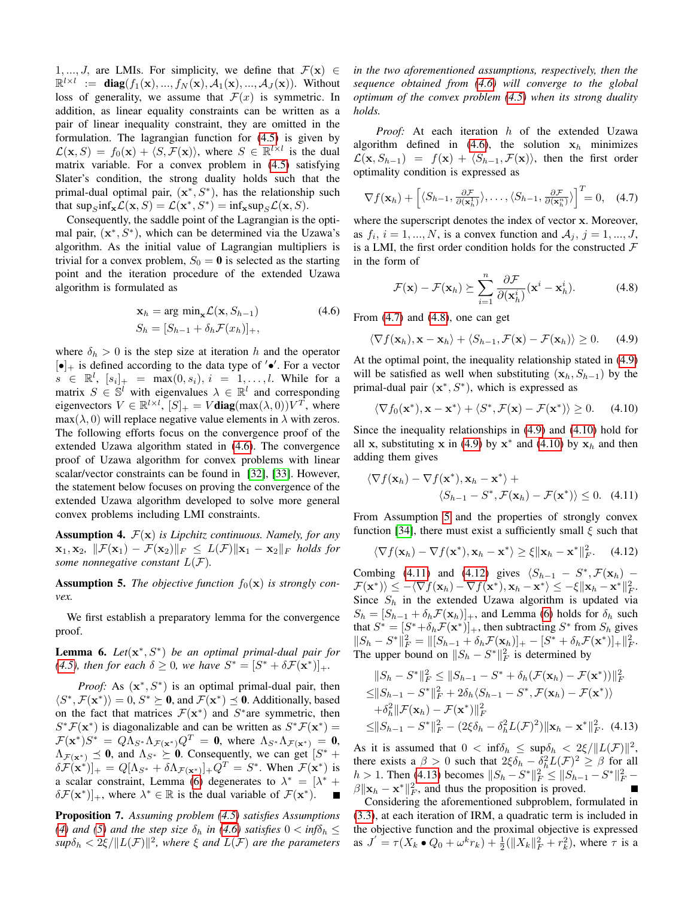1, ..., J, are LMIs. For simplicity, we define that $\mathcal{F}(\mathbf{x}) \in \mathbb{R}^{l\times l} := \mathbf{diag}(f_1(\mathbf{x}), ..., f_N(\mathbf{x}), \mathcal{A}_1(\mathbf{x}), ..., \mathcal{A}_J(\mathbf{x}))$. Without loss of generality, we assume that $\mathcal{F}(x)$ is symmetric. In addition, as linear equality constraints can be written as a pair of linear inequality constraint, they are omitted in the formulation. The lagrangian function for (4.5) is given by $\mathcal{L}(\mathbf{x}, S) = f_0(\mathbf{x}) + \langle S, \mathcal{F}(\mathbf{x})\rangle$, where $S \in \mathbb{R}^{l\times l}$ is the dual matrix variable. For a convex problem in (4.5) satisfying Slater's condition, the strong duality holds such that the primal-dual optimal pair, $(\mathbf{x}^*, S^*)$, has the relationship such that $\sup_S \inf_{\mathbf{x}} \mathcal{L}(\mathbf{x}, S) = \mathcal{L}(\mathbf{x}^*, S^*) = \inf_{\mathbf{x}} \sup_S \mathcal{L}(\mathbf{x}, S)$.

Consequently, the saddle point of the Lagrangian is the optimal pair, $(\mathbf{x}^*, S^*)$, which can be determined via the Uzawa's algorithm. As the initial value of Lagrangian multipliers is trivial for a convex problem, $S_0 = \mathbf{0}$ is selected as the starting point and the iteration procedure of the extended Uzawa algorithm is formulated as

$$
\begin{aligned}
\mathbf{x}_h &= \arg\min_{\mathbf{x}} \mathcal{L}(\mathbf{x}, S_{h-1}) \\
S_h &= [S_{h-1} + \delta_h \mathcal{F}(x_h)]_+,
\end{aligned} \tag{4.6}
$$

where $\delta_h > 0$ is the step size at iteration $h$ and the operator $[\bullet]_+$ is defined according to the data type of $'\bullet'$. For a vector $s \in \mathbb{R}^l$, $[s_i]_+ = \max(0, s_i)$, $i = 1, \dots, l$. While for a matrix $S \in \mathbb{S}^l$ with eigenvalues $\lambda \in \mathbb{R}^l$ and corresponding eigenvectors $V \in \mathbb{R}^{l\times l}$, $[S]_+ = V\mathbf{diag}(\max(\lambda, 0))V^T$, where $\max(\lambda, 0)$ will replace negative value elements in $\lambda$ with zeros. The following efforts focus on the convergence proof of the extended Uzawa algorithm stated in (4.6). The convergence proof of Uzawa algorithm for convex problems with linear scalar/vector constraints can be found in [32], [33]. However, the statement below focuses on proving the convergence of the extended Uzawa algorithm developed to solve more general convex problems including LMI constraints.

**Assumption 4.** *$\mathcal{F}(\mathbf{x})$ is Lipchitz continuous. Namely, for any $\mathbf{x}_1, \mathbf{x}_2$, $\|\mathcal{F}(\mathbf{x}_1) - \mathcal{F}(\mathbf{x}_2)\|_F \leq L(\mathcal{F})\|\mathbf{x}_1 - \mathbf{x}_2\|_F$ holds for some nonnegative constant $L(\mathcal{F})$.*

**Assumption 5.** *The objective function $f_0(\mathbf{x})$ is strongly convex.*

We first establish a preparatory lemma for the convergence proof.

**Lemma 6.** *Let $(\mathbf{x}^*, S^*)$ be an optimal primal-dual pair for (4.5), then for each $\delta \geq 0$, we have $S^* = [S^* + \delta\mathcal{F}(\mathbf{x}^*)]_+$.*

*Proof:* As $(\mathbf{x}^*, S^*)$ is an optimal primal-dual pair, then $\langle S^*, \mathcal{F}(\mathbf{x}^*)\rangle = 0$, $S^* \succeq \mathbf{0}$, and $\mathcal{F}(\mathbf{x}^*) \preceq \mathbf{0}$. Additionally, based on the fact that matrices $\mathcal{F}(\mathbf{x}^*)$ and $S^*$are symmetric, then $S^*\mathcal{F}(\mathbf{x}^*)$ is diagonalizable and can be written as $S^*\mathcal{F}(\mathbf{x}^*) = \mathcal{F}(\mathbf{x}^*)S^* = Q\Lambda_{S^*}\Lambda_{\mathcal{F}(\mathbf{x}^*)}Q^T = \mathbf{0}$, where $\Lambda_{S^*}\Lambda_{\mathcal{F}(\mathbf{x}^*)} = \mathbf{0}$, $\Lambda_{\mathcal{F}(\mathbf{x}^*)} \preceq \mathbf{0}$, and $\Lambda_{S^*} \succeq \mathbf{0}$. Consequently, we can get $[S^* + \delta\mathcal{F}(\mathbf{x}^*)]_+ = Q[\Lambda_{S^*} + \delta\Lambda_{\mathcal{F}(\mathbf{x}^*)}]_+Q^T = S^*$. When $\mathcal{F}(\mathbf{x}^*)$ is a scalar constraint, Lemma (6) degenerates to $\lambda^* = [\lambda^* + \delta\mathcal{F}(\mathbf{x}^*)]_+$, where $\lambda^* \in \mathbb{R}$ is the dual variable of $\mathcal{F}(\mathbf{x}^*)$. ■

**Proposition 7.** *Assuming problem (4.5) satisfies Assumptions (4) and (5) and the step size $\delta_h$ in (4.6) satisfies $0 < \inf\delta_h \leq \sup\delta_h < 2\xi/\|L(\mathcal{F})\|^2$, where $\xi$ and $L(\mathcal{F})$ are the parameters in the two aforementioned assumptions, respectively, then the sequence obtained from (4.6) will converge to the global optimum of the convex problem (4.5) when its strong duality holds.*

*Proof:* At each iteration $h$ of the extended Uzawa algorithm defined in (4.6), the solution $\mathbf{x}_h$ minimizes $\mathcal{L}(\mathbf{x}, S_{h-1}) = f(\mathbf{x}) + \langle S_{h-1}, \mathcal{F}(\mathbf{x})\rangle$, then the first order optimality condition is expressed as

$$
\nabla f(\mathbf{x}_h) + \left[\langle S_{h-1}, \tfrac{\partial \mathcal{F}}{\partial(\mathbf{x}_h^1)}\rangle, \dots, \langle S_{h-1}, \tfrac{\partial \mathcal{F}}{\partial(\mathbf{x}_h^n)}\rangle\right]^T = 0, \tag{4.7}
$$

where the superscript denotes the index of vector $\mathbf{x}$. Moreover, as $f_i$, $i = 1, ..., N$, is a convex function and $\mathcal{A}_j$, $j = 1, ..., J$, is a LMI, the first order condition holds for the constructed $\mathcal{F}$ in the form of

$$
\mathcal{F}(\mathbf{x}) - \mathcal{F}(\mathbf{x}_h) \succeq \sum_{i=1}^{n} \frac{\partial \mathcal{F}}{\partial(\mathbf{x}_h^i)}(\mathbf{x}^i - \mathbf{x}_h^i). \tag{4.8}
$$

From (4.7) and (4.8), one can get

$$
\langle \nabla f(\mathbf{x}_h), \mathbf{x} - \mathbf{x}_h\rangle + \langle S_{h-1}, \mathcal{F}(\mathbf{x}) - \mathcal{F}(\mathbf{x}_h)\rangle \geq 0. \tag{4.9}
$$

At the optimal point, the inequality relationship stated in (4.9) will be satisfied as well when substituting $(\mathbf{x}_h, S_{h-1})$ by the primal-dual pair $(\mathbf{x}^*, S^*)$, which is expressed as

$$
\langle \nabla f_0(\mathbf{x}^*), \mathbf{x} - \mathbf{x}^*\rangle + \langle S^*, \mathcal{F}(\mathbf{x}) - \mathcal{F}(\mathbf{x}^*)\rangle \geq 0. \tag{4.10}
$$

Since the inequality relationships in (4.9) and (4.10) hold for all $\mathbf{x}$, substituting $\mathbf{x}$ in (4.9) by $\mathbf{x}^*$ and (4.10) by $\mathbf{x}_h$ and then adding them gives

$$
\begin{aligned}
\langle \nabla f(\mathbf{x}_h) - \nabla f(\mathbf{x}^*), \mathbf{x}_h - \mathbf{x}^*\rangle &+ \\
\langle S_{h-1} - S^*, \mathcal{F}(\mathbf{x}_h) - \mathcal{F}(\mathbf{x}^*)\rangle &\leq 0.
\end{aligned} \tag{4.11}
$$

From Assumption 5 and the properties of strongly convex function [34], there must exist a sufficiently small $\xi$ such that

$$
\langle \nabla f(\mathbf{x}_h) - \nabla f(\mathbf{x}^*), \mathbf{x}_h - \mathbf{x}^*\rangle \geq \xi\|\mathbf{x}_h - \mathbf{x}^*\|_F^2. \tag{4.12}
$$

Combing (4.11) and (4.12) gives $\langle S_{h-1} - S^*, \mathcal{F}(\mathbf{x}_h) - \mathcal{F}(\mathbf{x}^*)\rangle \leq -\langle \nabla f(\mathbf{x}_h) - \nabla f(\mathbf{x}^*), \mathbf{x}_h - \mathbf{x}^*\rangle \leq -\xi\|\mathbf{x}_h - \mathbf{x}^*\|_F^2$. Since $S_h$ in the extended Uzawa algorithm is updated via $S_h = [S_{h-1} + \delta_h\mathcal{F}(\mathbf{x}_h)]_+$, and Lemma (6) holds for $\delta_h$ such that $S^* = [S^* + \delta_h\mathcal{F}(\mathbf{x}^*)]_+$, then subtracting $S^*$ from $S_h$ gives $\|S_h - S^*\|_F^2 = \|[S_{h-1} + \delta_h\mathcal{F}(\mathbf{x}_h)]_+ - [S^* + \delta_h\mathcal{F}(\mathbf{x}^*)]_+\|_F^2$. The upper bound on $\|S_h - S^*\|_F^2$ is determined by

$$
\begin{aligned}
&\|S_h - S^*\|_F^2 \leq \|S_{h-1} - S^* + \delta_h(\mathcal{F}(\mathbf{x}_h) - \mathcal{F}(\mathbf{x}^*))\|_F^2 \\
\leq &\|S_{h-1} - S^*\|_F^2 + 2\delta_h\langle S_{h-1} - S^*, \mathcal{F}(\mathbf{x}_h) - \mathcal{F}(\mathbf{x}^*)\rangle \\
&+ \delta_h^2\|\mathcal{F}(\mathbf{x}_h) - \mathcal{F}(\mathbf{x}^*)\|_F^2 \\
\leq &\|S_{h-1} - S^*\|_F^2 - (2\xi\delta_h - \delta_h^2 L(\mathcal{F})^2)\|\mathbf{x}_h - \mathbf{x}^*\|_F^2.
\end{aligned} \tag{4.13}
$$

As it is assumed that $0 < \inf\delta_h \leq \sup\delta_h < 2\xi/\|L(\mathcal{F})\|^2$, there exists a $\beta > 0$ such that $2\xi\delta_h - \delta_h^2 L(\mathcal{F})^2 \geq \beta$ for all $h > 1$. Then (4.13) becomes $\|S_h - S^*\|_F^2 \leq \|S_{h-1} - S^*\|_F^2 - \beta\|\mathbf{x}_h - \mathbf{x}^*\|_F^2$, and thus the proposition is proved. ■

Considering the aforementioned subproblem, formulated in (3.3), at each iteration of IRM, a quadratic term is included in the objective function and the proximal objective is expressed as $J' = \tau(X_k \bullet Q_0 + \omega^k r_k) + \frac{1}{2}(\|X_k\|_F^2 + r_k^2)$, where $\tau$ is a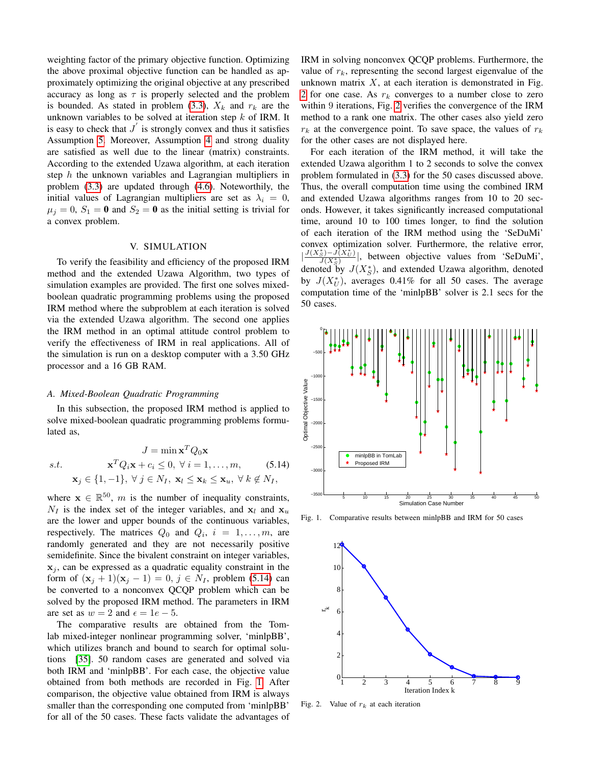weighting factor of the primary objective function. Optimizing the above proximal objective function can be handled as approximately optimizing the original objective at any prescribed accuracy as long as $\tau$ is properly selected and the problem is bounded. As stated in problem (3.3), $X_k$ and $r_k$ are the unknown variables to be solved at iteration step $k$ of IRM. It is easy to check that $J^{'}$ is strongly convex and thus it satisfies Assumption 5. Moreover, Assumption 4 and strong duality are satisfied as well due to the linear (matrix) constraints. According to the extended Uzawa algorithm, at each iteration step $h$ the unknown variables and Lagrangian multipliers in problem (3.3) are updated through (4.6). Noteworthily, the initial values of Lagrangian multipliers are set as $\lambda_i = 0$, $\mu_j = 0$, $S_1 = \mathbf{0}$ and $S_2 = \mathbf{0}$ as the initial setting is trivial for a convex problem.

## V. Simulation

To verify the feasibility and efficiency of the proposed IRM method and the extended Uzawa Algorithm, two types of simulation examples are provided. The first one solves mixed-boolean quadratic programming problems using the proposed IRM method where the subproblem at each iteration is solved via the extended Uzawa algorithm. The second one applies the IRM method in an optimal attitude control problem to verify the effectiveness of IRM in real applications. All of the simulation is run on a desktop computer with a 3.50 GHz processor and a 16 GB RAM.

### *A. Mixed-Boolean Quadratic Programming*

In this subsection, the proposed IRM method is applied to solve mixed-boolean quadratic programming problems formulated as,

$$
\begin{aligned}
J &= \min \mathbf{x}^T Q_0 \mathbf{x} \\
s.t. \quad & \mathbf{x}^T Q_i \mathbf{x} + c_i \leq 0, \ \forall\, i = 1, \ldots, m, \qquad (5.14)\\
& \mathbf{x}_j \in \{1, -1\}, \ \forall\, j \in N_I, \ \mathbf{x}_l \leq \mathbf{x}_k \leq \mathbf{x}_u, \ \forall\, k \notin N_I,
\end{aligned}
$$

where $\mathbf{x} \in \mathbb{R}^{50}$, $m$ is the number of inequality constraints, $N_I$ is the index set of the integer variables, and $\mathbf{x}_l$ and $\mathbf{x}_u$ are the lower and upper bounds of the continuous variables, respectively. The matrices $Q_0$ and $Q_i$, $i = 1, \ldots, m$, are randomly generated and they are not necessarily positive semidefinite. Since the bivalent constraint on integer variables, $\mathbf{x}_j$, can be expressed as a quadratic equality constraint in the form of $(\mathbf{x}_j + 1)(\mathbf{x}_j - 1) = 0$, $j \in N_I$, problem (5.14) can be converted to a nonconvex QCQP problem which can be solved by the proposed IRM method. The parameters in IRM are set as $w = 2$ and $\epsilon = 1e-5$.

The comparative results are obtained from the Tomlab mixed-integer nonlinear programming solver, 'minlpBB', which utilizes branch and bound to search for optimal solutions [35]. 50 random cases are generated and solved via both IRM and 'minlpBB'. For each case, the objective value obtained from both methods are recorded in Fig. 1. After comparison, the objective value obtained from IRM is always smaller than the corresponding one computed from 'minlpBB' for all of the 50 cases. These facts validate the advantages of IRM in solving nonconvex QCQP problems. Furthermore, the value of $r_k$, representing the second largest eigenvalue of the unknown matrix $X$, at each iteration is demonstrated in Fig. 2 for one case. As $r_k$ converges to a number close to zero within 9 iterations, Fig. 2 verifies the convergence of the IRM method to a rank one matrix. The other cases also yield zero $r_k$ at the convergence point. To save space, the values of $r_k$ for the other cases are not displayed here.

For each iteration of the IRM method, it will take the extended Uzawa algorithm 1 to 2 seconds to solve the convex problem formulated in (3.3) for the 50 cases discussed above. Thus, the overall computation time using the combined IRM and extended Uzawa algorithms ranges from 10 to 20 seconds. However, it takes significantly increased computational time, around 10 to 100 times longer, to find the solution of each iteration of the IRM method using the 'SeDuMi' convex optimization solver. Furthermore, the relative error, $|\frac{J(X_S^*) - J(X_U^*)}{J(X_S^*)}|$, between objective values from 'SeDuMi', denoted by $J(X_S^*)$, and extended Uzawa algorithm, denoted by $J(X_U^*)$, averages 0.41% for all 50 cases. The average computation time of the 'minlpBB' solver is 2.1 secs for the 50 cases.

Fig. 1. Comparative results between minlpBB and IRM for 50 cases

Fig. 2. Value of $r_k$ at each iteration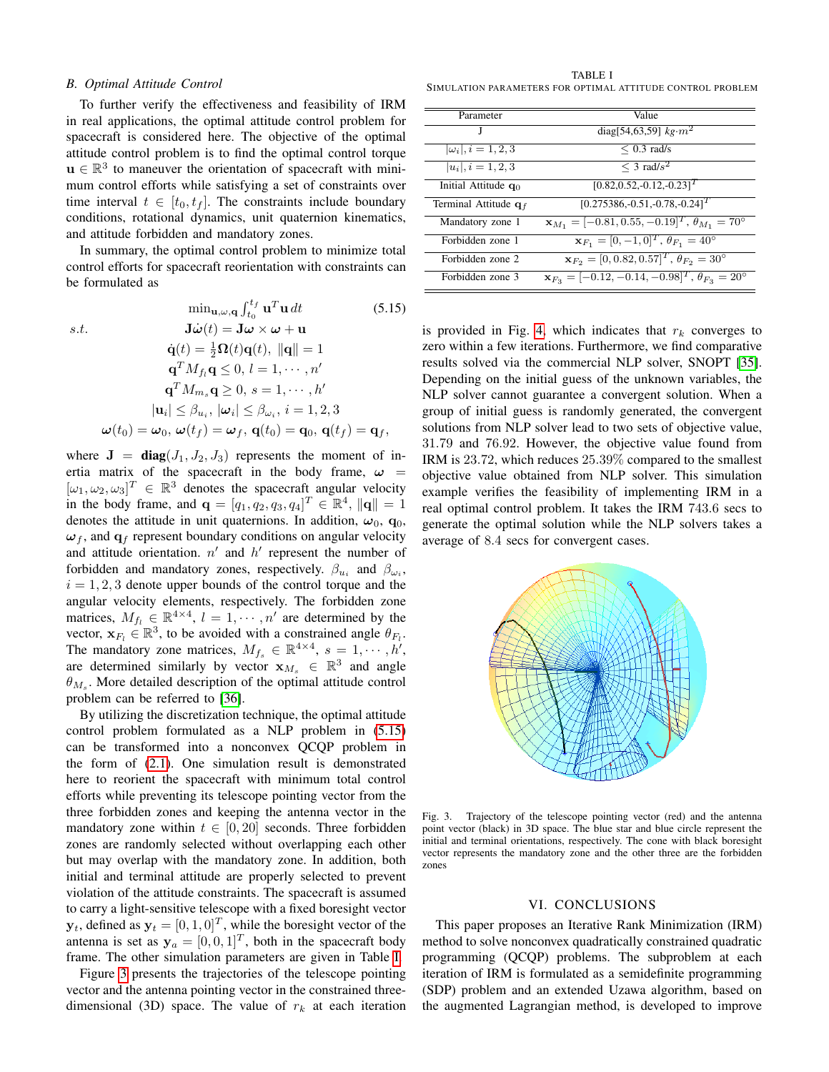### B. Optimal Attitude Control

To further verify the effectiveness and feasibility of IRM in real applications, the optimal attitude control problem for spacecraft is considered here. The objective of the optimal attitude control problem is to find the optimal control torque $\mathbf{u} \in \mathbb{R}^3$ to maneuver the orientation of spacecraft with minimum control efforts while satisfying a set of constraints over time interval $t \in [t_0, t_f]$. The constraints include boundary conditions, rotational dynamics, unit quaternion kinematics, and attitude forbidden and mandatory zones.

In summary, the optimal control problem to minimize total control efforts for spacecraft reorientation with constraints can be formulated as

$$
\begin{aligned}
&\min_{\mathbf{u},\omega,\mathbf{q}} \int_{t_0}^{t_f} \mathbf{u}^T \mathbf{u}\, dt \qquad (5.15)\\
s.t. \quad & \mathbf{J}\dot{\boldsymbol{\omega}}(t) = \mathbf{J}\boldsymbol{\omega} \times \boldsymbol{\omega} + \mathbf{u}\\
& \dot{\mathbf{q}}(t) = \tfrac{1}{2}\boldsymbol{\Omega}(t)\mathbf{q}(t),\ \|\mathbf{q}\| = 1\\
& \mathbf{q}^T M_{f_l} \mathbf{q} \le 0,\ l = 1, \cdots, n'\\
& \mathbf{q}^T M_{m_s} \mathbf{q} \ge 0,\ s = 1, \cdots, h'\\
& |\mathbf{u}_i| \le \beta_{u_i},\ |\boldsymbol{\omega}_i| \le \beta_{\omega_i},\ i = 1, 2, 3\\
& \boldsymbol{\omega}(t_0) = \boldsymbol{\omega}_0,\ \boldsymbol{\omega}(t_f) = \boldsymbol{\omega}_f,\ \mathbf{q}(t_0) = \mathbf{q}_0,\ \mathbf{q}(t_f) = \mathbf{q}_f,
\end{aligned}
$$

where $\mathbf{J} = \mathbf{diag}(J_1, J_2, J_3)$ represents the moment of inertia matrix of the spacecraft in the body frame, $\boldsymbol{\omega} = [\omega_1, \omega_2, \omega_3]^T \in \mathbb{R}^3$ denotes the spacecraft angular velocity in the body frame, and $\mathbf{q} = [q_1, q_2, q_3, q_4]^T \in \mathbb{R}^4$, $\|\mathbf{q}\| = 1$ denotes the attitude in unit quaternions. In addition, $\boldsymbol{\omega}_0$, $\mathbf{q}_0$, $\boldsymbol{\omega}_f$, and $\mathbf{q}_f$ represent boundary conditions on angular velocity and attitude orientation. $n'$ and $h'$ represent the number of forbidden and mandatory zones, respectively. $\beta_{u_i}$ and $\beta_{\omega_i}$, $i = 1, 2, 3$ denote upper bounds of the control torque and the angular velocity elements, respectively. The forbidden zone matrices, $M_{f_l} \in \mathbb{R}^{4\times4}$, $l = 1, \cdots, n'$ are determined by the vector, $\mathbf{x}_{F_l} \in \mathbb{R}^3$, to be avoided with a constrained angle $\theta_{F_l}$. The mandatory zone matrices, $M_{f_s} \in \mathbb{R}^{4\times4}$, $s = 1, \cdots, h'$, are determined similarly by vector $\mathbf{x}_{M_s} \in \mathbb{R}^3$ and angle $\theta_{M_s}$. More detailed description of the optimal attitude control problem can be referred to [36].

By utilizing the discretization technique, the optimal attitude control problem formulated as a NLP problem in (5.15) can be transformed into a nonconvex QCQP problem in the form of (2.1). One simulation result is demonstrated here to reorient the spacecraft with minimum total control efforts while preventing its telescope pointing vector from the three forbidden zones and keeping the antenna vector in the mandatory zone within $t \in [0, 20]$ seconds. Three forbidden zones are randomly selected without overlapping each other but may overlap with the mandatory zone. In addition, both initial and terminal attitude are properly selected to prevent violation of the attitude constraints. The spacecraft is assumed to carry a light-sensitive telescope with a fixed boresight vector $\mathbf{y}_t$, defined as $\mathbf{y}_t = [0, 1, 0]^T$, while the boresight vector of the antenna is set as $\mathbf{y}_a = [0, 0, 1]^T$, both in the spacecraft body frame. The other simulation parameters are given in Table I.

Figure 3 presents the trajectories of the telescope pointing vector and the antenna pointing vector in the constrained three-dimensional (3D) space. The value of $r_k$ at each iteration is provided in Fig. 4, which indicates that $r_k$ converges to zero within a few iterations. Furthermore, we find comparative results solved via the commercial NLP solver, SNOPT [35]. Depending on the initial guess of the unknown variables, the NLP solver cannot guarantee a convergent solution. When a group of initial guess is randomly generated, the convergent solutions from NLP solver lead to two sets of objective value, 31.79 and 76.92. However, the objective value found from IRM is 23.72, which reduces 25.39% compared to the smallest objective value obtained from NLP solver. This simulation example verifies the feasibility of implementing IRM in a real optimal control problem. It takes the IRM 743.6 secs to generate the optimal solution while the NLP solvers takes a average of 8.4 secs for convergent cases.

TABLE I
SIMULATION PARAMETERS FOR OPTIMAL ATTITUDE CONTROL PROBLEM

| Parameter | Value |
|---|---|
| J | diag[54,63,59] $kg{\cdot}m^2$ |
| $\lvert\omega_i\rvert, i = 1, 2, 3$ | $\le$ 0.3 rad/s |
| $\lvert u_i\rvert, i = 1, 2, 3$ | $\le$ 3 rad/$s^2$ |
| Initial Attitude $\mathbf{q}_0$ | $[0.82,0.52,-0.12,-0.23]^T$ |
| Terminal Attitude $\mathbf{q}_f$ | $[0.275386,-0.51,-0.78,-0.24]^T$ |
| Mandatory zone 1 | $\mathbf{x}_{M_1} = [-0.81, 0.55, -0.19]^T$, $\theta_{M_1} = 70°$ |
| Forbidden zone 1 | $\mathbf{x}_{F_1} = [0, -1, 0]^T$, $\theta_{F_1} = 40°$ |
| Forbidden zone 2 | $\mathbf{x}_{F_2} = [0, 0.82, 0.57]^T$, $\theta_{F_2} = 30°$ |
| Forbidden zone 3 | $\mathbf{x}_{F_3} = [-0.12, -0.14, -0.98]^T$, $\theta_{F_3} = 20°$ |

Fig. 3. Trajectory of the telescope pointing vector (red) and the antenna point vector (black) in 3D space. The blue star and blue circle represent the initial and terminal orientations, respectively. The cone with black boresight vector represents the mandatory zone and the other three are the forbidden zones

## VI. CONCLUSIONS

This paper proposes an Iterative Rank Minimization (IRM) method to solve nonconvex quadratically constrained quadratic programming (QCQP) problems. The subproblem at each iteration of IRM is formulated as a semidefinite programming (SDP) problem and an extended Uzawa algorithm, based on the augmented Lagrangian method, is developed to improve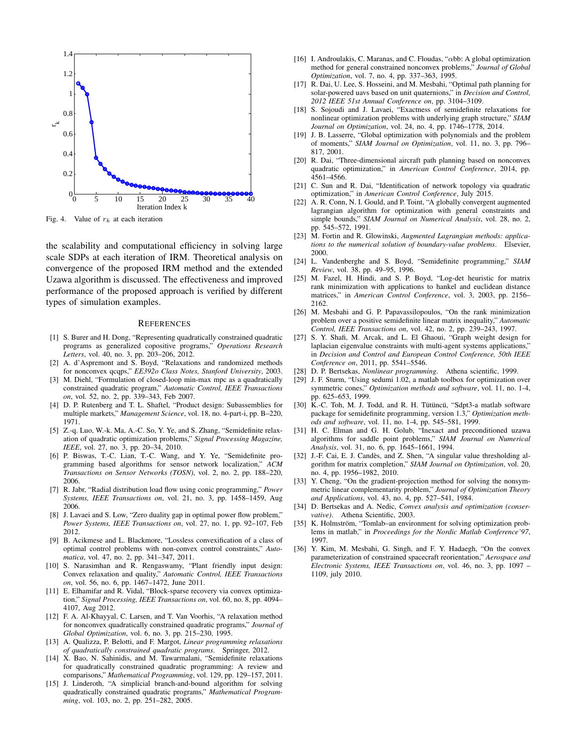1.4
1.2
1
0.8
0.6
0.4
0.2
0
$r_k$
0 5 10 15 20 25 30 35 40
Iteration Index k

Fig. 4. Value of $r_k$ at each iteration

the scalability and computational efficiency in solving large scale SDPs at each iteration of IRM. Theoretical analysis on convergence of the proposed IRM method and the extended Uzawa algorithm is discussed. The effectiveness and improved performance of the proposed approach is verified by different types of simulation examples.

## References

[1] S. Burer and H. Dong, "Representing quadratically constrained quadratic programs as generalized copositive programs," *Operations Research Letters*, vol. 40, no. 3, pp. 203–206, 2012.

[2] A. d'Aspremont and S. Boyd, "Relaxations and randomized methods for nonconvex qcqps," *EE392o Class Notes, Stanford University*, 2003.

[3] M. Diehl, "Formulation of closed-loop min-max mpc as a quadratically constrained quadratic program," *Automatic Control, IEEE Transactions on*, vol. 52, no. 2, pp. 339–343, Feb 2007.

[4] D. P. Rutenberg and T. L. Shaftel, "Product design: Subassemblies for multiple markets," *Management Science*, vol. 18, no. 4-part-i, pp. B–220, 1971.

[5] Z.-q. Luo, W.-k. Ma, A.-C. So, Y. Ye, and S. Zhang, "Semidefinite relaxation of quadratic optimization problems," *Signal Processing Magazine, IEEE*, vol. 27, no. 3, pp. 20–34, 2010.

[6] P. Biswas, T.-C. Lian, T.-C. Wang, and Y. Ye, "Semidefinite programming based algorithms for sensor network localization," *ACM Transactions on Sensor Networks (TOSN)*, vol. 2, no. 2, pp. 188–220, 2006.

[7] R. Jabr, "Radial distribution load flow using conic programming," *Power Systems, IEEE Transactions on*, vol. 21, no. 3, pp. 1458–1459, Aug 2006.

[8] J. Lavaei and S. Low, "Zero duality gap in optimal power flow problem," *Power Systems, IEEE Transactions on*, vol. 27, no. 1, pp. 92–107, Feb 2012.

[9] B. Acikmese and L. Blackmore, "Lossless convexification of a class of optimal control problems with non-convex control constraints," *Automatica*, vol. 47, no. 2, pp. 341–347, 2011.

[10] S. Narasimhan and R. Rengaswamy, "Plant friendly input design: Convex relaxation and quality," *Automatic Control, IEEE Transactions on*, vol. 56, no. 6, pp. 1467–1472, June 2011.

[11] E. Elhamifar and R. Vidal, "Block-sparse recovery via convex optimization," *Signal Processing, IEEE Transactions on*, vol. 60, no. 8, pp. 4094–4107, Aug 2012.

[12] F. A. Al-Khayyal, C. Larsen, and T. Van Voorhis, "A relaxation method for nonconvex quadratically constrained quadratic programs," *Journal of Global Optimization*, vol. 6, no. 3, pp. 215–230, 1995.

[13] A. Qualizza, P. Belotti, and F. Margot, *Linear programming relaxations of quadratically constrained quadratic programs*. Springer, 2012.

[14] X. Bao, N. Sahinidis, and M. Tawarmalani, "Semidefinite relaxations for quadratically constrained quadratic programming: A review and comparisons," *Mathematical Programming*, vol. 129, pp. 129–157, 2011.

[15] J. Linderoth, "A simplicial branch-and-bound algorithm for solving quadratically constrained quadratic programs," *Mathematical Programming*, vol. 103, no. 2, pp. 251–282, 2005.

[16] I. Androulakis, C. Maranas, and C. Floudas, "$\alpha$bb: A global optimization method for general constrained nonconvex problems," *Journal of Global Optimization*, vol. 7, no. 4, pp. 337–363, 1995.

[17] R. Dai, U. Lee, S. Hosseini, and M. Mesbahi, "Optimal path planning for solar-powered uavs based on unit quaternions," in *Decision and Control, 2012 IEEE 51st Annual Conference on*, pp. 3104–3109.

[18] S. Sojoudi and J. Lavaei, "Exactness of semidefinite relaxations for nonlinear optimization problems with underlying graph structure," *SIAM Journal on Optimization*, vol. 24, no. 4, pp. 1746–1778, 2014.

[19] J. B. Lasserre, "Global optimization with polynomials and the problem of moments," *SIAM Journal on Optimization*, vol. 11, no. 3, pp. 796–817, 2001.

[20] R. Dai, "Three-dimensional aircraft path planning based on nonconvex quadratic optimization," in *American Control Conference*, 2014, pp. 4561–4566.

[21] C. Sun and R. Dai, "Identification of network topology via quadratic optimization," in *American Control Conference*, July 2015.

[22] A. R. Conn, N. I. Gould, and P. Toint, "A globally convergent augmented lagrangian algorithm for optimization with general constraints and simple bounds," *SIAM Journal on Numerical Analysis*, vol. 28, no. 2, pp. 545–572, 1991.

[23] M. Fortin and R. Glowinski, *Augmented Lagrangian methods: applications to the numerical solution of boundary-value problems*. Elsevier, 2000.

[24] L. Vandenberghe and S. Boyd, "Semidefinite programming," *SIAM Review*, vol. 38, pp. 49–95, 1996.

[25] M. Fazel, H. Hindi, and S. P. Boyd, "Log-det heuristic for matrix rank minimization with applications to hankel and euclidean distance matrices," in *American Control Conference*, vol. 3, 2003, pp. 2156–2162.

[26] M. Mesbahi and G. P. Papavassilopoulos, "On the rank minimization problem over a positive semidefinite linear matrix inequality," *Automatic Control, IEEE Transactions on*, vol. 42, no. 2, pp. 239–243, 1997.

[27] S. Y. Shafi, M. Arcak, and L. El Ghaoui, "Graph weight design for laplacian eigenvalue constraints with multi-agent systems applications," in *Decision and Control and European Control Conference, 50th IEEE Conference on*, 2011, pp. 5541–5546.

[28] D. P. Bertsekas, *Nonlinear programming*. Athena scientific, 1999.

[29] J. F. Sturm, "Using sedumi 1.02, a matlab toolbox for optimization over symmetric cones," *Optimization methods and software*, vol. 11, no. 1-4, pp. 625–653, 1999.

[30] K.-C. Toh, M. J. Todd, and R. H. Tütüncü, "Sdpt3-a matlab software package for semidefinite programming, version 1.3," *Optimization methods and software*, vol. 11, no. 1-4, pp. 545–581, 1999.

[31] H. C. Elman and G. H. Golub, "Inexact and preconditioned uzawa algorithms for saddle point problems," *SIAM Journal on Numerical Analysis*, vol. 31, no. 6, pp. 1645–1661, 1994.

[32] J.-F. Cai, E. J. Candès, and Z. Shen, "A singular value thresholding algorithm for matrix completion," *SIAM Journal on Optimization*, vol. 20, no. 4, pp. 1956–1982, 2010.

[33] Y. Cheng, "On the gradient-projection method for solving the nonsymmetric linear complementarity problem," *Journal of Optimization Theory and Applications*, vol. 43, no. 4, pp. 527–541, 1984.

[34] D. Bertsekas and A. Nedic, *Convex analysis and optimization (conservative)*. Athena Scientific, 2003.

[35] K. Holmström, "Tomlab–an environment for solving optimization problems in matlab," in *Proceedings for the Nordic Matlab Conference'97*, 1997.

[36] Y. Kim, M. Mesbahi, G. Singh, and F. Y. Hadaegh, "On the convex parameterization of constrained spacecraft reorientation," *Aerospace and Electronic Systems, IEEE Transactions on*, vol. 46, no. 3, pp. 1097 – 1109, july 2010.